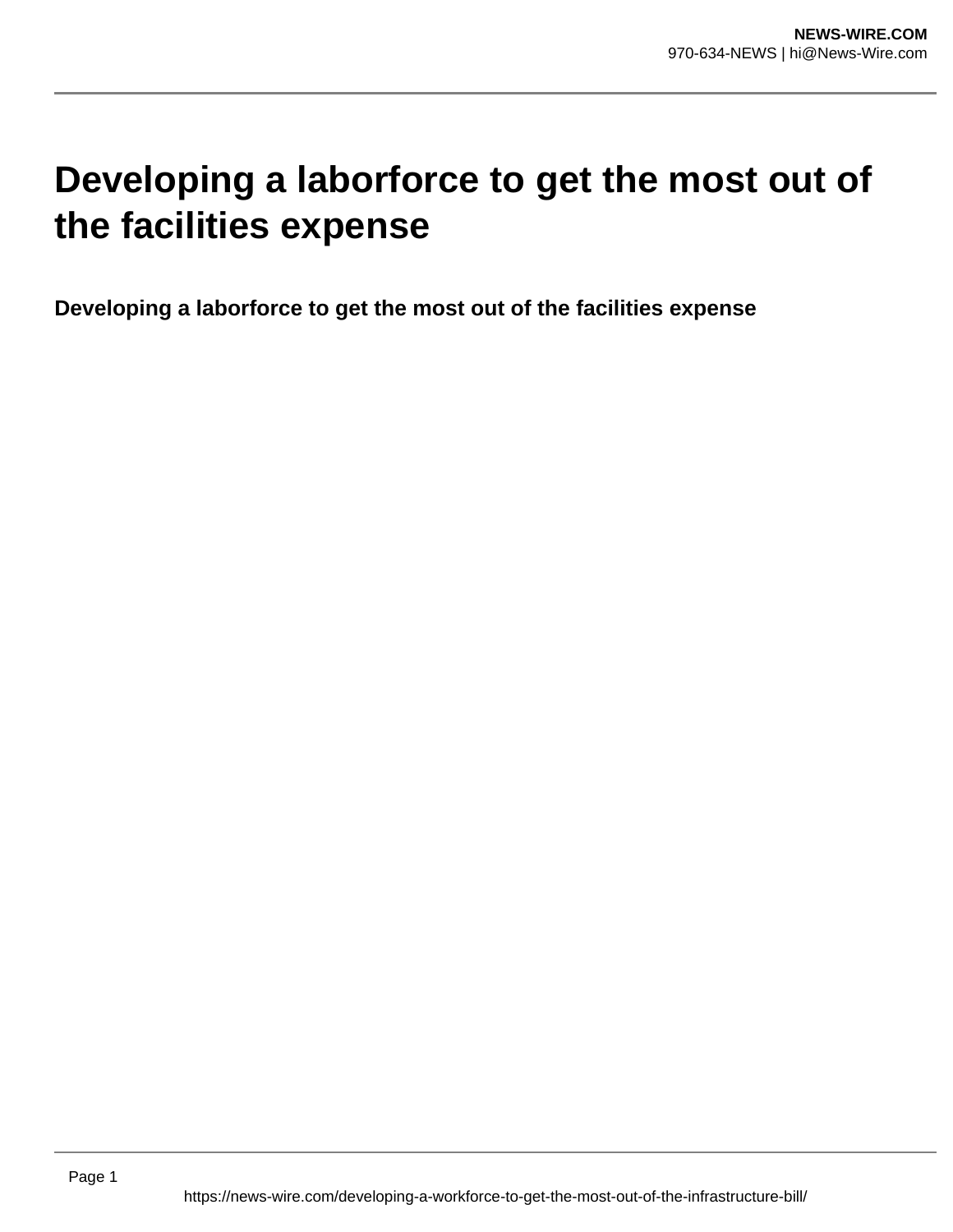# Developing a laborforce to get the most out of the facilities expense

**Developing a laborforce to get the most out of the facilities expense**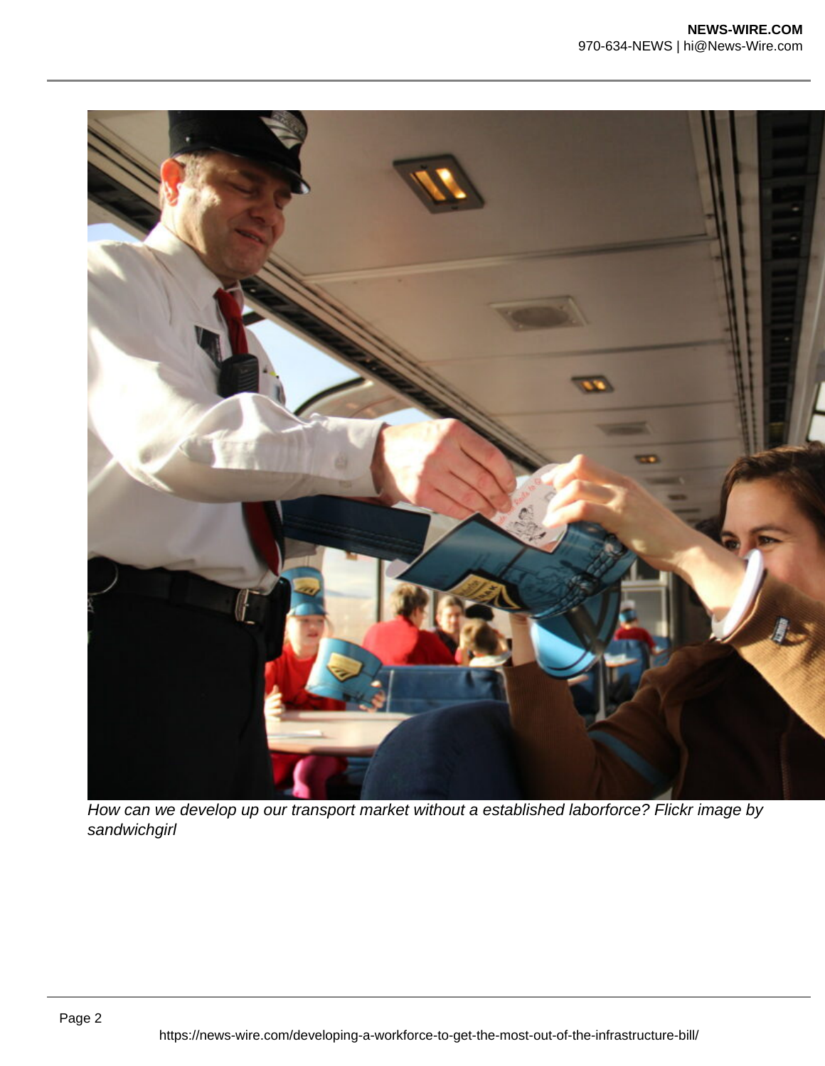*How can we develop up our transport market without a established laborforce? Flickr image by sandwichgirl*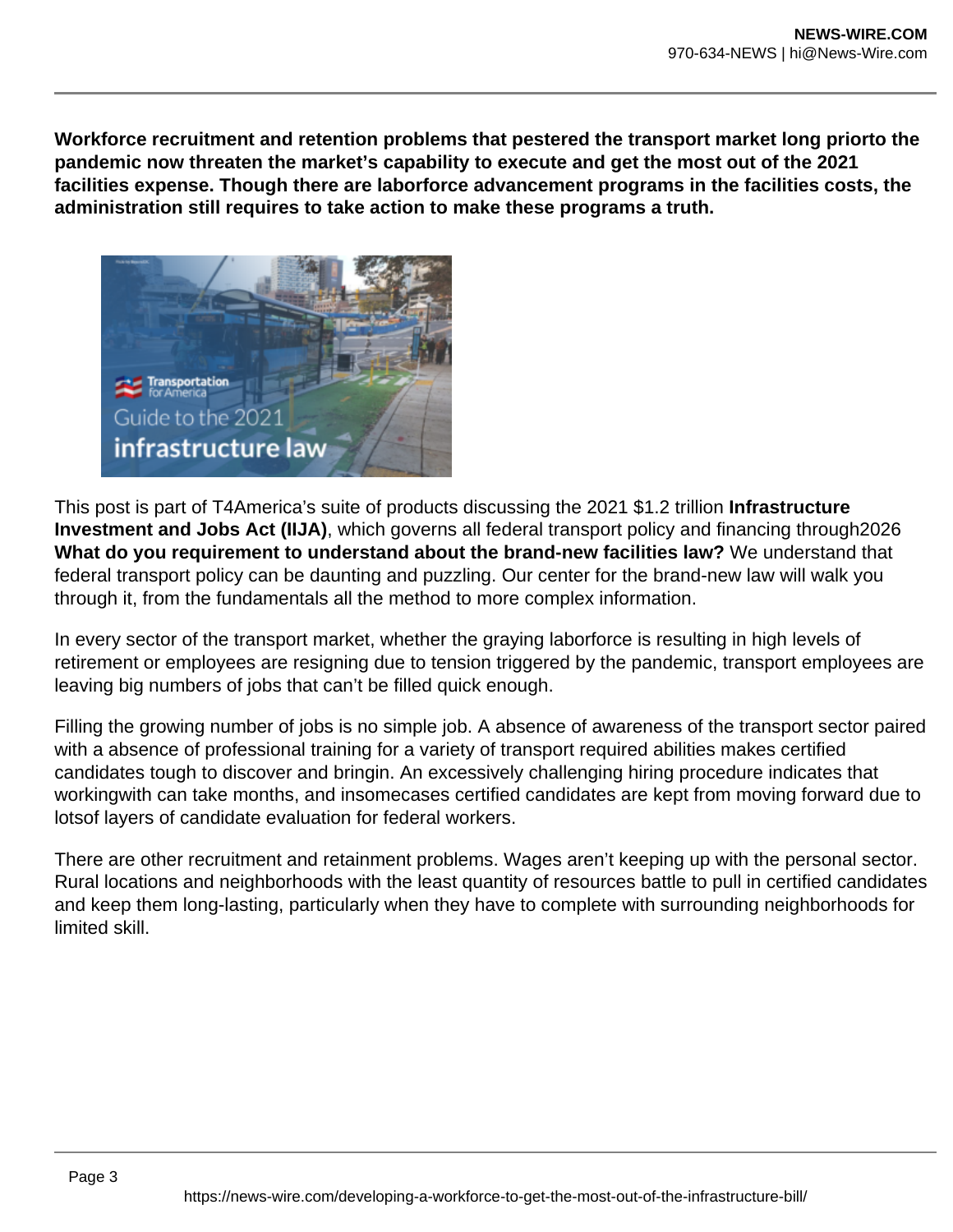**Workforce recruitment and retention problems that pestered the transport market long priorto the pandemic now threaten the market's capability to execute and get the most out of the 2021 facilities expense. Though there are laborforce advancement programs in the facilities costs, the administration still requires to take action to make these programs a truth.**

This post is part of T4America's suite of products discussing the 2021 $1.2 trillion **Infrastructure Investment and Jobs Act (IIJA)**, which governs all federal transport policy and financing through2026 **What do you requirement to understand about the brand-new facilities law?** We understand that federal transport policy can be daunting and puzzling. Our center for the brand-new law will walk you through it, from the fundamentals all the method to more complex information.

In every sector of the transport market, whether the graying laborforce is resulting in high levels of retirement or employees are resigning due to tension triggered by the pandemic, transport employees are leaving big numbers of jobs that can't be filled quick enough.

Filling the growing number of jobs is no simple job. A absence of awareness of the transport sector paired with a absence of professional training for a variety of transport required abilities makes certified candidates tough to discover and bringin. An excessively challenging hiring procedure indicates that workingwith can take months, and insomecases certified candidates are kept from moving forward due to lotsof layers of candidate evaluation for federal workers.

There are other recruitment and retainment problems. Wages aren't keeping up with the personal sector. Rural locations and neighborhoods with the least quantity of resources battle to pull in certified candidates and keep them long-lasting, particularly when they have to complete with surrounding neighborhoods for limited skill.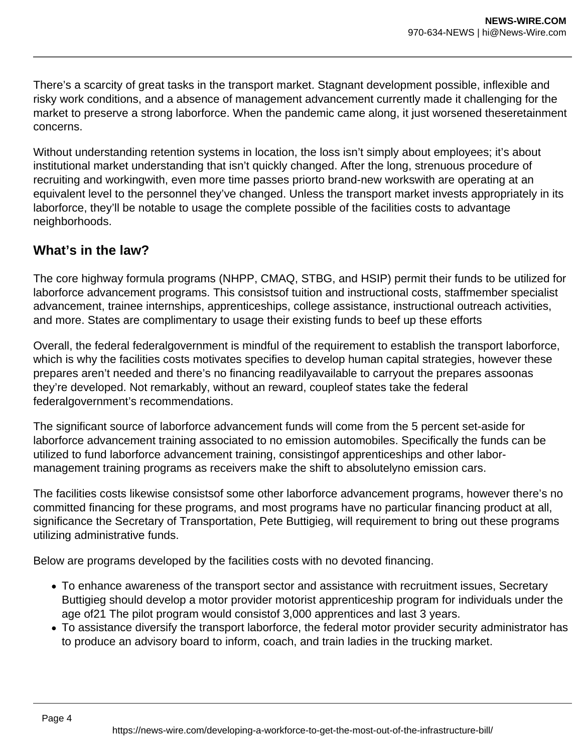There’s a scarcity of great tasks in the transport market. Stagnant development possible, inflexible and risky work conditions, and a absence of management advancement currently made it challenging for the market to preserve a strong laborforce. When the pandemic came along, it just worsened theseretainment concerns.

Without understanding retention systems in location, the loss isn’t simply about employees; it’s about institutional market understanding that isn’t quickly changed. After the long, strenuous procedure of recruiting and workingwith, even more time passes priorto brand-new workswith are operating at an equivalent level to the personnel they’ve changed. Unless the transport market invests appropriately in its laborforce, they’ll be notable to usage the complete possible of the facilities costs to advantage neighborhoods.

## What’s in the law?

The core highway formula programs (NHPP, CMAQ, STBG, and HSIP) permit their funds to be utilized for laborforce advancement programs. This consistsof tuition and instructional costs, staffmember specialist advancement, trainee internships, apprenticeships, college assistance, instructional outreach activities, and more. States are complimentary to usage their existing funds to beef up these efforts

Overall, the federal federalgovernment is mindful of the requirement to establish the transport laborforce, which is why the facilities costs motivates specifies to develop human capital strategies, however these prepares aren’t needed and there’s no financing readilyavailable to carryout the prepares assoonas they’re developed. Not remarkably, without an reward, coupleof states take the federal federalgovernment’s recommendations.

The significant source of laborforce advancement funds will come from the 5 percent set-aside for laborforce advancement training associated to no emission automobiles. Specifically the funds can be utilized to fund laborforce advancement training, consistingof apprenticeships and other labor-management training programs as receivers make the shift to absolutelyno emission cars.

The facilities costs likewise consistsof some other laborforce advancement programs, however there’s no committed financing for these programs, and most programs have no particular financing product at all, significance the Secretary of Transportation, Pete Buttigieg, will requirement to bring out these programs utilizing administrative funds.

Below are programs developed by the facilities costs with no devoted financing.

- To enhance awareness of the transport sector and assistance with recruitment issues, Secretary Buttigieg should develop a motor provider motorist apprenticeship program for individuals under the age of21 The pilot program would consistof 3,000 apprentices and last 3 years.
- To assistance diversify the transport laborforce, the federal motor provider security administrator has to produce an advisory board to inform, coach, and train ladies in the trucking market.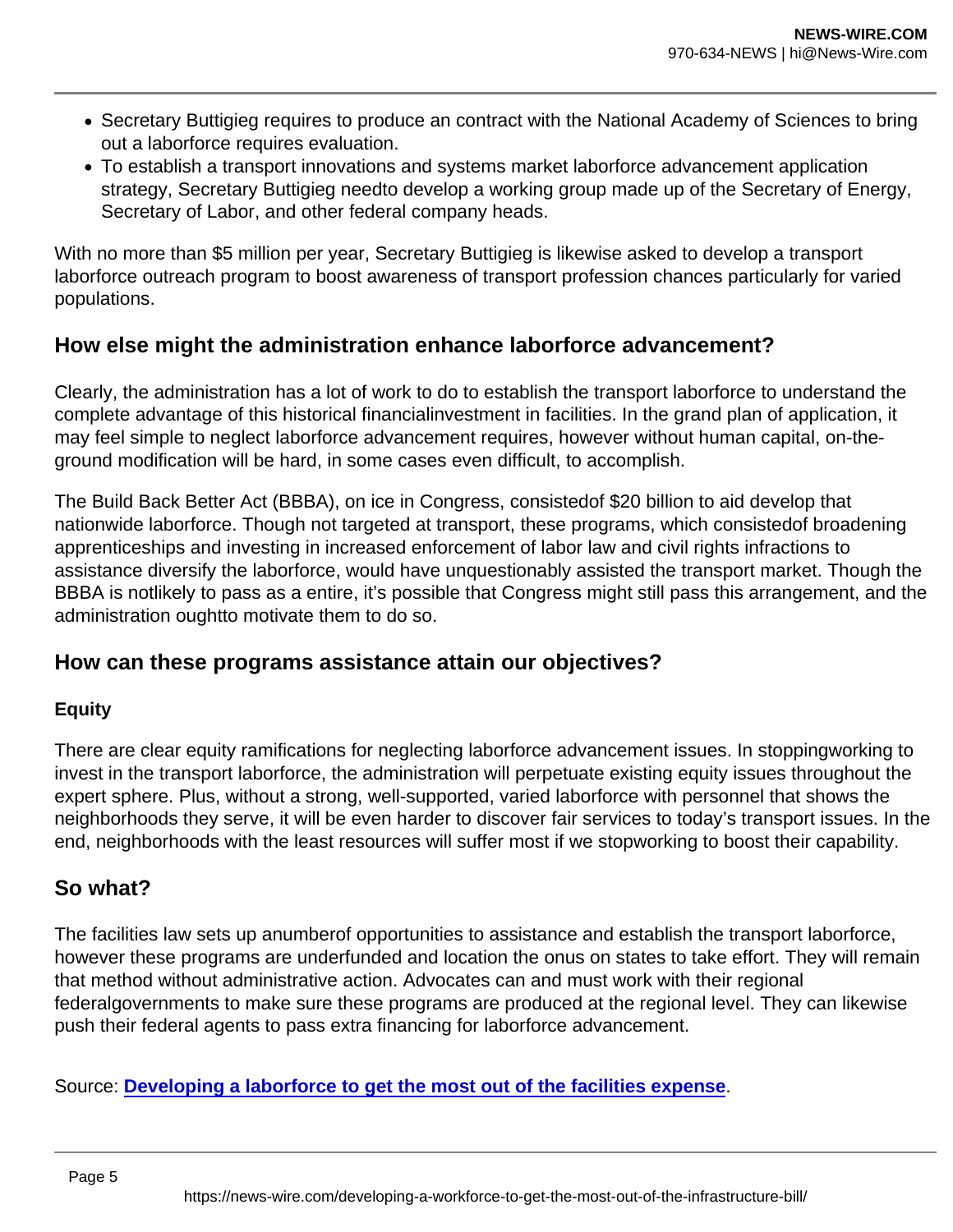- Secretary Buttigieg requires to produce an contract with the National Academy of Sciences to bring out a laborforce requires evaluation.
- To establish a transport innovations and systems market laborforce advancement application strategy, Secretary Buttigieg needto develop a working group made up of the Secretary of Energy, Secretary of Labor, and other federal company heads.

With no more than $5 million per year, Secretary Buttigieg is likewise asked to develop a transport laborforce outreach program to boost awareness of transport profession chances particularly for varied populations.

## How else might the administration enhance laborforce advancement?

Clearly, the administration has a lot of work to do to establish the transport laborforce to understand the complete advantage of this historical financialinvestment in facilities. In the grand plan of application, it may feel simple to neglect laborforce advancement requires, however without human capital, on-the-ground modification will be hard, in some cases even difficult, to accomplish.

The Build Back Better Act (BBBA), on ice in Congress, consistedof $20 billion to aid develop that nationwide laborforce. Though not targeted at transport, these programs, which consistedof broadening apprenticeships and investing in increased enforcement of labor law and civil rights infractions to assistance diversify the laborforce, would have unquestionably assisted the transport market. Though the BBBA is notlikely to pass as a entire, it's possible that Congress might still pass this arrangement, and the administration oughtto motivate them to do so.

## How can these programs assistance attain our objectives?

### Equity

There are clear equity ramifications for neglecting laborforce advancement issues. In stoppingworking to invest in the transport laborforce, the administration will perpetuate existing equity issues throughout the expert sphere. Plus, without a strong, well-supported, varied laborforce with personnel that shows the neighborhoods they serve, it will be even harder to discover fair services to today's transport issues. In the end, neighborhoods with the least resources will suffer most if we stopworking to boost their capability.

## So what?

The facilities law sets up anumberof opportunities to assistance and establish the transport laborforce, however these programs are underfunded and location the onus on states to take effort. They will remain that method without administrative action. Advocates can and must work with their regional federalgovernments to make sure these programs are produced at the regional level. They can likewise push their federal agents to pass extra financing for laborforce advancement.

Source: [Developing a laborforce to get the most out of the facilities expense](https://news-wire.com/developing-a-workforce-to-get-the-most-out-of-the-infrastructure-bill/).